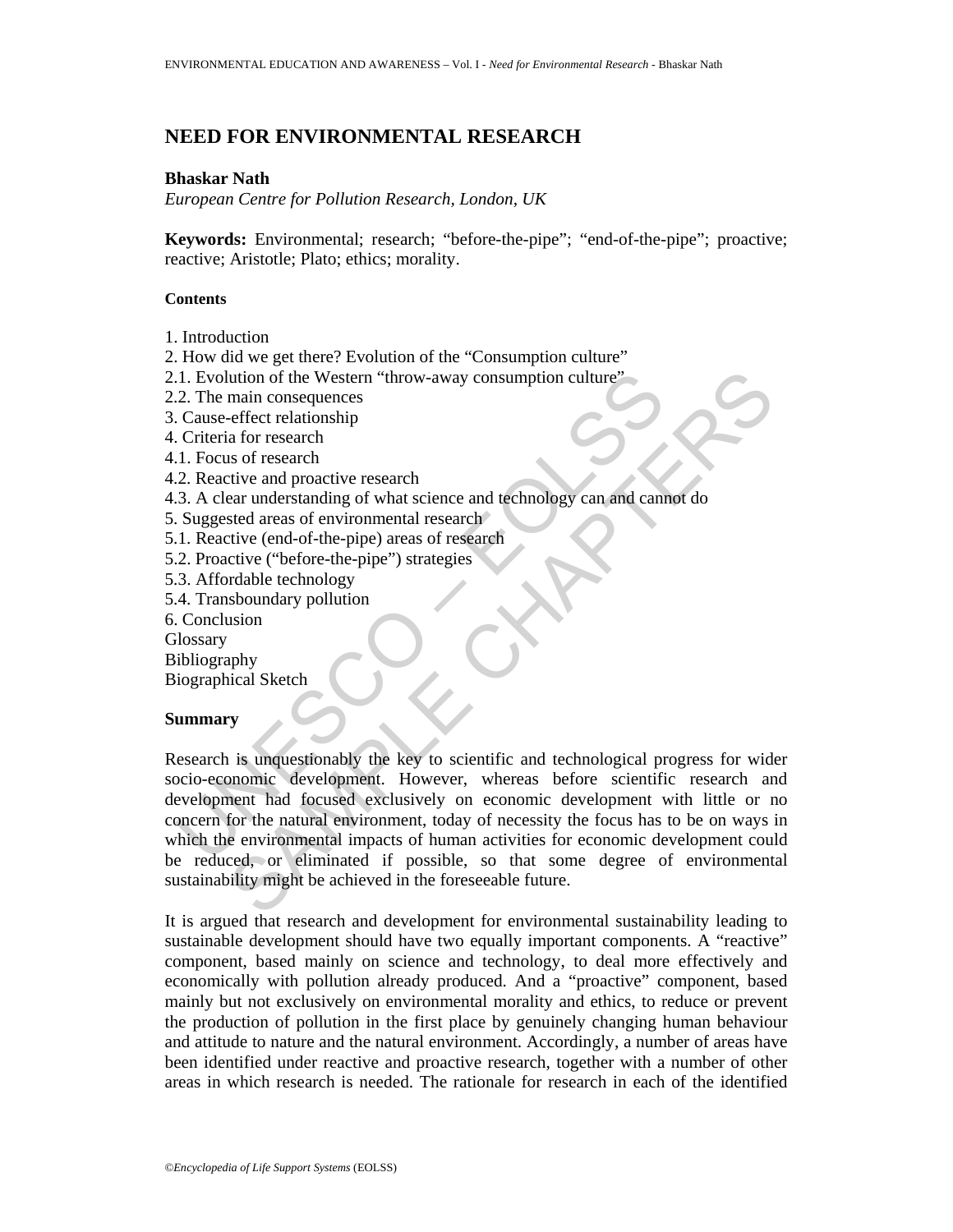# NEED FOR ENVIRONMENTAL RESEARCH

**Bhaskar Nath**

*European Centre for Pollution Research, London, UK*

**Keywords:** Environmental; research; "before-the-pipe"; "end-of-the-pipe"; proactive; reactive; Aristotle; Plato; ethics; morality.

**Contents**

1. Introduction
2. How did we get there? Evolution of the "Consumption culture"
2.1. Evolution of the Western "throw-away consumption culture"
2.2. The main consequences
3. Cause-effect relationship
4. Criteria for research
4.1. Focus of research
4.2. Reactive and proactive research
4.3. A clear understanding of what science and technology can and cannot do
5. Suggested areas of environmental research
5.1. Reactive (end-of-the-pipe) areas of research
5.2. Proactive ("before-the-pipe") strategies
5.3. Affordable technology
5.4. Transboundary pollution
6. Conclusion

Glossary

Bibliography

Biographical Sketch

**Summary**

Research is unquestionably the key to scientific and technological progress for wider socio-economic development. However, whereas before scientific research and development had focused exclusively on economic development with little or no concern for the natural environment, today of necessity the focus has to be on ways in which the environmental impacts of human activities for economic development could be reduced, or eliminated if possible, so that some degree of environmental sustainability might be achieved in the foreseeable future.

It is argued that research and development for environmental sustainability leading to sustainable development should have two equally important components. A "reactive" component, based mainly on science and technology, to deal more effectively and economically with pollution already produced. And a "proactive" component, based mainly but not exclusively on environmental morality and ethics, to reduce or prevent the production of pollution in the first place by genuinely changing human behaviour and attitude to nature and the natural environment. Accordingly, a number of areas have been identified under reactive and proactive research, together with a number of other areas in which research is needed. The rationale for research in each of the identified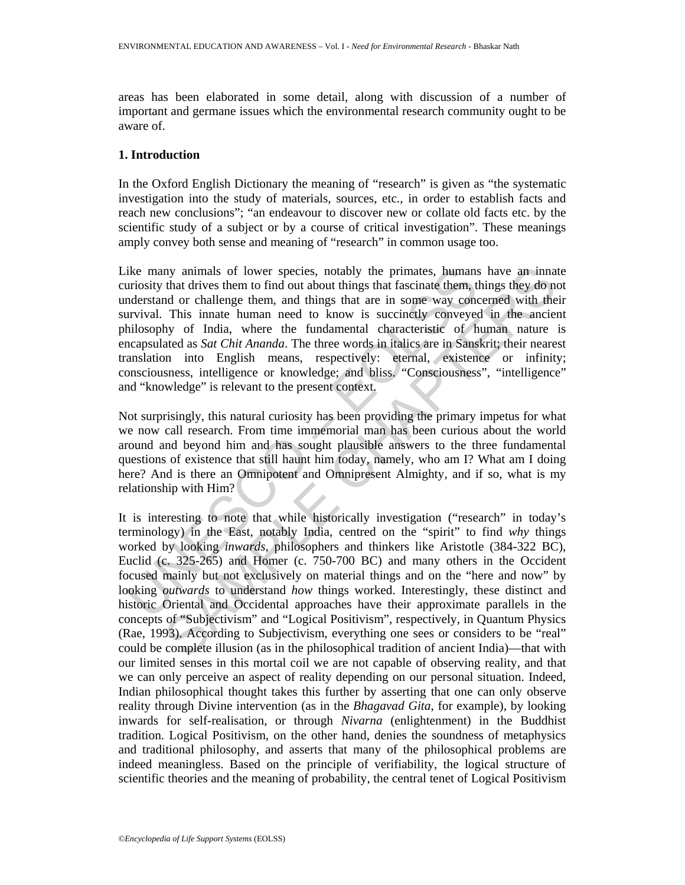areas has been elaborated in some detail, along with discussion of a number of important and germane issues which the environmental research community ought to be aware of.

## 1. Introduction

In the Oxford English Dictionary the meaning of "research" is given as "the systematic investigation into the study of materials, sources, etc., in order to establish facts and reach new conclusions"; "an endeavour to discover new or collate old facts etc. by the scientific study of a subject or by a course of critical investigation". These meanings amply convey both sense and meaning of "research" in common usage too.

Like many animals of lower species, notably the primates, humans have an innate curiosity that drives them to find out about things that fascinate them, things they do not understand or challenge them, and things that are in some way concerned with their survival. This innate human need to know is succinctly conveyed in the ancient philosophy of India, where the fundamental characteristic of human nature is encapsulated as *Sat Chit Ananda*. The three words in italics are in Sanskrit; their nearest translation into English means, respectively: eternal, existence or infinity; consciousness, intelligence or knowledge; and bliss. "Consciousness", "intelligence" and "knowledge" is relevant to the present context.

Not surprisingly, this natural curiosity has been providing the primary impetus for what we now call research. From time immemorial man has been curious about the world around and beyond him and has sought plausible answers to the three fundamental questions of existence that still haunt him today, namely, who am I? What am I doing here? And is there an Omnipotent and Omnipresent Almighty, and if so, what is my relationship with Him?

It is interesting to note that while historically investigation ("research" in today's terminology) in the East, notably India, centred on the "spirit" to find *why* things worked by looking *inwards*, philosophers and thinkers like Aristotle (384-322 BC), Euclid (c. 325-265) and Homer (c. 750-700 BC) and many others in the Occident focused mainly but not exclusively on material things and on the "here and now" by looking *outwards* to understand *how* things worked. Interestingly, these distinct and historic Oriental and Occidental approaches have their approximate parallels in the concepts of "Subjectivism" and "Logical Positivism", respectively, in Quantum Physics (Rae, 1993). According to Subjectivism, everything one sees or considers to be "real" could be complete illusion (as in the philosophical tradition of ancient India)—that with our limited senses in this mortal coil we are not capable of observing reality, and that we can only perceive an aspect of reality depending on our personal situation. Indeed, Indian philosophical thought takes this further by asserting that one can only observe reality through Divine intervention (as in the *Bhagavad Gita*, for example), by looking inwards for self-realisation, or through *Nivarna* (enlightenment) in the Buddhist tradition. Logical Positivism, on the other hand, denies the soundness of metaphysics and traditional philosophy, and asserts that many of the philosophical problems are indeed meaningless. Based on the principle of verifiability, the logical structure of scientific theories and the meaning of probability, the central tenet of Logical Positivism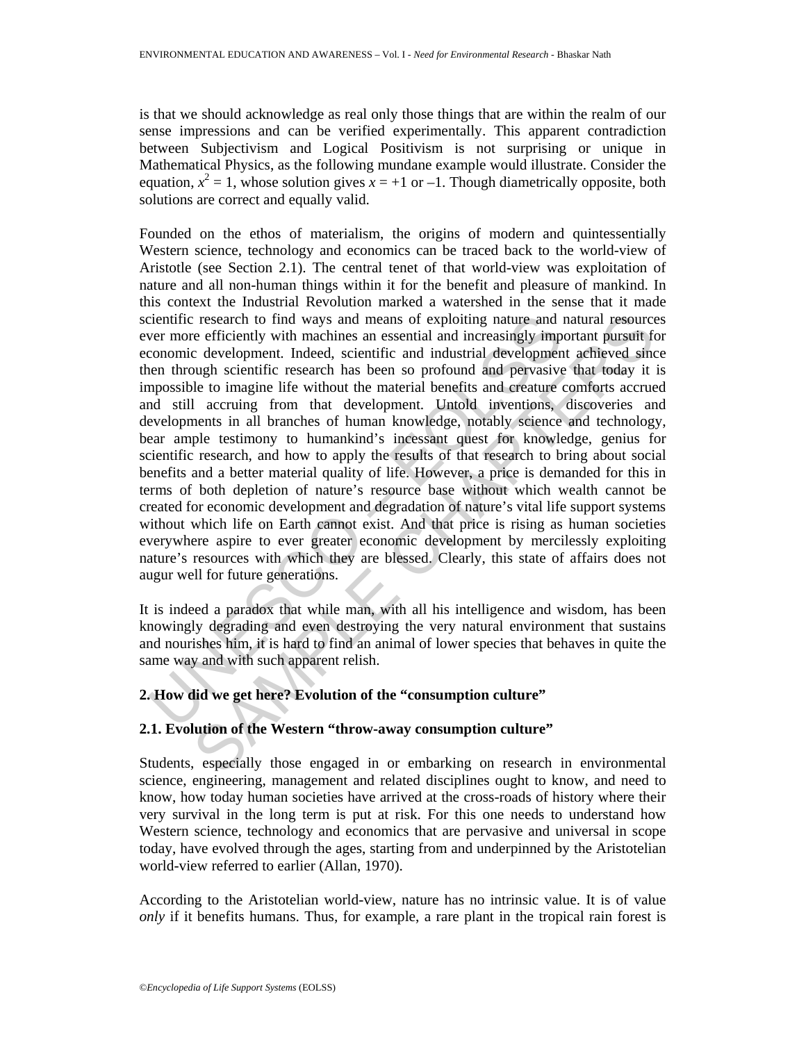is that we should acknowledge as real only those things that are within the realm of our sense impressions and can be verified experimentally. This apparent contradiction between Subjectivism and Logical Positivism is not surprising or unique in Mathematical Physics, as the following mundane example would illustrate. Consider the equation, $x^2 = 1$, whose solution gives $x = +1$ or $-1$. Though diametrically opposite, both solutions are correct and equally valid.

Founded on the ethos of materialism, the origins of modern and quintessentially Western science, technology and economics can be traced back to the world-view of Aristotle (see Section 2.1). The central tenet of that world-view was exploitation of nature and all non-human things within it for the benefit and pleasure of mankind. In this context the Industrial Revolution marked a watershed in the sense that it made scientific research to find ways and means of exploiting nature and natural resources ever more efficiently with machines an essential and increasingly important pursuit for economic development. Indeed, scientific and industrial development achieved since then through scientific research has been so profound and pervasive that today it is impossible to imagine life without the material benefits and creature comforts accrued and still accruing from that development. Untold inventions, discoveries and developments in all branches of human knowledge, notably science and technology, bear ample testimony to humankind's incessant quest for knowledge, genius for scientific research, and how to apply the results of that research to bring about social benefits and a better material quality of life. However, a price is demanded for this in terms of both depletion of nature's resource base without which wealth cannot be created for economic development and degradation of nature's vital life support systems without which life on Earth cannot exist. And that price is rising as human societies everywhere aspire to ever greater economic development by mercilessly exploiting nature's resources with which they are blessed. Clearly, this state of affairs does not augur well for future generations.

It is indeed a paradox that while man, with all his intelligence and wisdom, has been knowingly degrading and even destroying the very natural environment that sustains and nourishes him, it is hard to find an animal of lower species that behaves in quite the same way and with such apparent relish.

## 2. How did we get here? Evolution of the "consumption culture"

### 2.1. Evolution of the Western "throw-away consumption culture"

Students, especially those engaged in or embarking on research in environmental science, engineering, management and related disciplines ought to know, and need to know, how today human societies have arrived at the cross-roads of history where their very survival in the long term is put at risk. For this one needs to understand how Western science, technology and economics that are pervasive and universal in scope today, have evolved through the ages, starting from and underpinned by the Aristotelian world-view referred to earlier (Allan, 1970).

According to the Aristotelian world-view, nature has no intrinsic value. It is of value *only* if it benefits humans. Thus, for example, a rare plant in the tropical rain forest is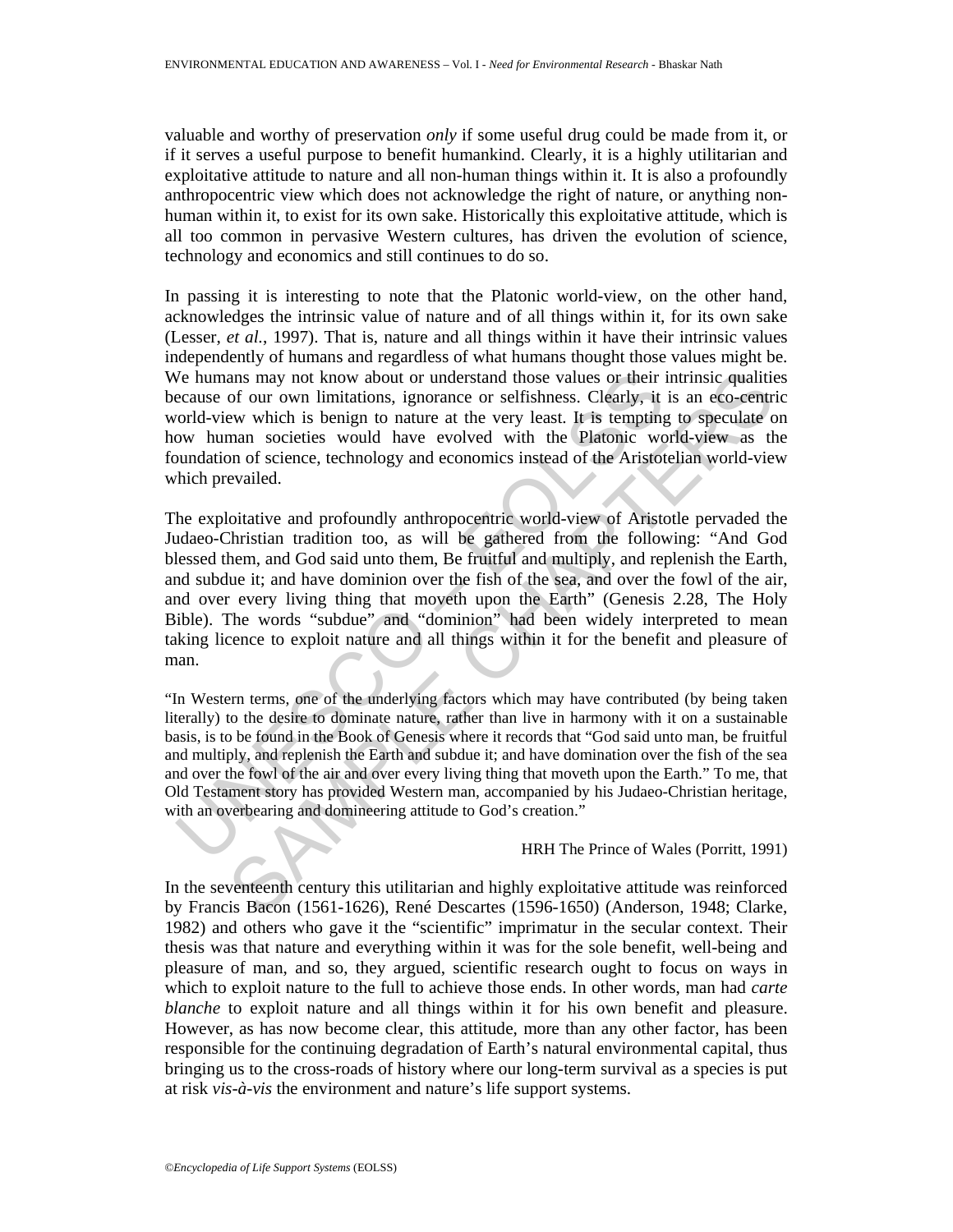valuable and worthy of preservation *only* if some useful drug could be made from it, or if it serves a useful purpose to benefit humankind. Clearly, it is a highly utilitarian and exploitative attitude to nature and all non-human things within it. It is also a profoundly anthropocentric view which does not acknowledge the right of nature, or anything non-human within it, to exist for its own sake. Historically this exploitative attitude, which is all too common in pervasive Western cultures, has driven the evolution of science, technology and economics and still continues to do so.

In passing it is interesting to note that the Platonic world-view, on the other hand, acknowledges the intrinsic value of nature and of all things within it, for its own sake (Lesser, *et al.*, 1997). That is, nature and all things within it have their intrinsic values independently of humans and regardless of what humans thought those values might be. We humans may not know about or understand those values or their intrinsic qualities because of our own limitations, ignorance or selfishness. Clearly, it is an eco-centric world-view which is benign to nature at the very least. It is tempting to speculate on how human societies would have evolved with the Platonic world-view as the foundation of science, technology and economics instead of the Aristotelian world-view which prevailed.

The exploitative and profoundly anthropocentric world-view of Aristotle pervaded the Judaeo-Christian tradition too, as will be gathered from the following: "And God blessed them, and God said unto them, Be fruitful and multiply, and replenish the Earth, and subdue it; and have dominion over the fish of the sea, and over the fowl of the air, and over every living thing that moveth upon the Earth" (Genesis 2.28, The Holy Bible). The words "subdue" and "dominion" had been widely interpreted to mean taking licence to exploit nature and all things within it for the benefit and pleasure of man.

> "In Western terms, one of the underlying factors which may have contributed (by being taken literally) to the desire to dominate nature, rather than live in harmony with it on a sustainable basis, is to be found in the Book of Genesis where it records that "God said unto man, be fruitful and multiply, and replenish the Earth and subdue it; and have domination over the fish of the sea and over the fowl of the air and over every living thing that moveth upon the Earth." To me, that Old Testament story has provided Western man, accompanied by his Judaeo-Christian heritage, with an overbearing and domineering attitude to God's creation."
>
> HRH The Prince of Wales (Porritt, 1991)

In the seventeenth century this utilitarian and highly exploitative attitude was reinforced by Francis Bacon (1561-1626), René Descartes (1596-1650) (Anderson, 1948; Clarke, 1982) and others who gave it the "scientific" imprimatur in the secular context. Their thesis was that nature and everything within it was for the sole benefit, well-being and pleasure of man, and so, they argued, scientific research ought to focus on ways in which to exploit nature to the full to achieve those ends. In other words, man had *carte blanche* to exploit nature and all things within it for his own benefit and pleasure. However, as has now become clear, this attitude, more than any other factor, has been responsible for the continuing degradation of Earth's natural environmental capital, thus bringing us to the cross-roads of history where our long-term survival as a species is put at risk *vis-à-vis* the environment and nature's life support systems.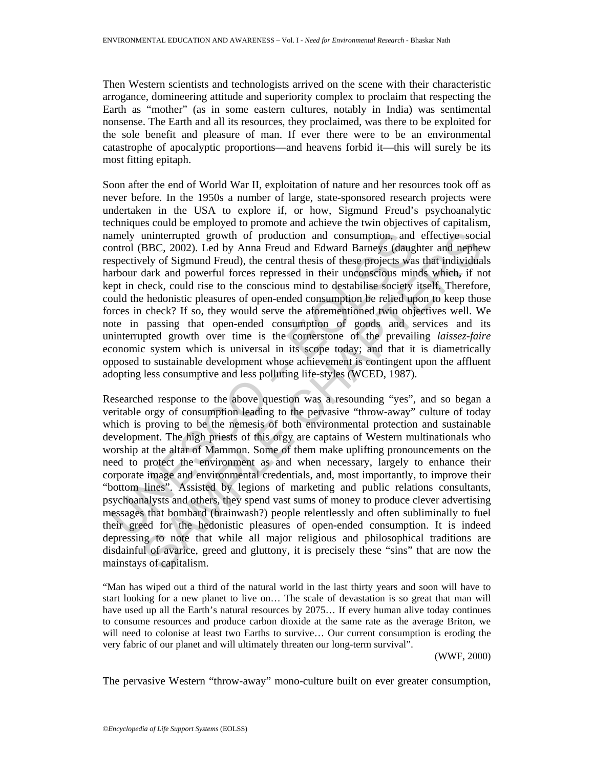Then Western scientists and technologists arrived on the scene with their characteristic arrogance, domineering attitude and superiority complex to proclaim that respecting the Earth as "mother" (as in some eastern cultures, notably in India) was sentimental nonsense. The Earth and all its resources, they proclaimed, was there to be exploited for the sole benefit and pleasure of man. If ever there were to be an environmental catastrophe of apocalyptic proportions—and heavens forbid it—this will surely be its most fitting epitaph.

Soon after the end of World War II, exploitation of nature and her resources took off as never before. In the 1950s a number of large, state-sponsored research projects were undertaken in the USA to explore if, or how, Sigmund Freud's psychoanalytic techniques could be employed to promote and achieve the twin objectives of capitalism, namely uninterrupted growth of production and consumption, and effective social control (BBC, 2002). Led by Anna Freud and Edward Barneys (daughter and nephew respectively of Sigmund Freud), the central thesis of these projects was that individuals harbour dark and powerful forces repressed in their unconscious minds which, if not kept in check, could rise to the conscious mind to destabilise society itself. Therefore, could the hedonistic pleasures of open-ended consumption be relied upon to keep those forces in check? If so, they would serve the aforementioned twin objectives well. We note in passing that open-ended consumption of goods and services and its uninterrupted growth over time is the cornerstone of the prevailing *laissez-faire* economic system which is universal in its scope today; and that it is diametrically opposed to sustainable development whose achievement is contingent upon the affluent adopting less consumptive and less polluting life-styles (WCED, 1987).

Researched response to the above question was a resounding "yes", and so began a veritable orgy of consumption leading to the pervasive "throw-away" culture of today which is proving to be the nemesis of both environmental protection and sustainable development. The high priests of this orgy are captains of Western multinationals who worship at the altar of Mammon. Some of them make uplifting pronouncements on the need to protect the environment as and when necessary, largely to enhance their corporate image and environmental credentials, and, most importantly, to improve their "bottom lines". Assisted by legions of marketing and public relations consultants, psychoanalysts and others, they spend vast sums of money to produce clever advertising messages that bombard (brainwash?) people relentlessly and often subliminally to fuel their greed for the hedonistic pleasures of open-ended consumption. It is indeed depressing to note that while all major religious and philosophical traditions are disdainful of avarice, greed and gluttony, it is precisely these "sins" that are now the mainstays of capitalism.

> "Man has wiped out a third of the natural world in the last thirty years and soon will have to start looking for a new planet to live on… The scale of devastation is so great that man will have used up all the Earth's natural resources by 2075… If every human alive today continues to consume resources and produce carbon dioxide at the same rate as the average Briton, we will need to colonise at least two Earths to survive… Our current consumption is eroding the very fabric of our planet and will ultimately threaten our long-term survival".
>
> (WWF, 2000)

The pervasive Western "throw-away" mono-culture built on ever greater consumption,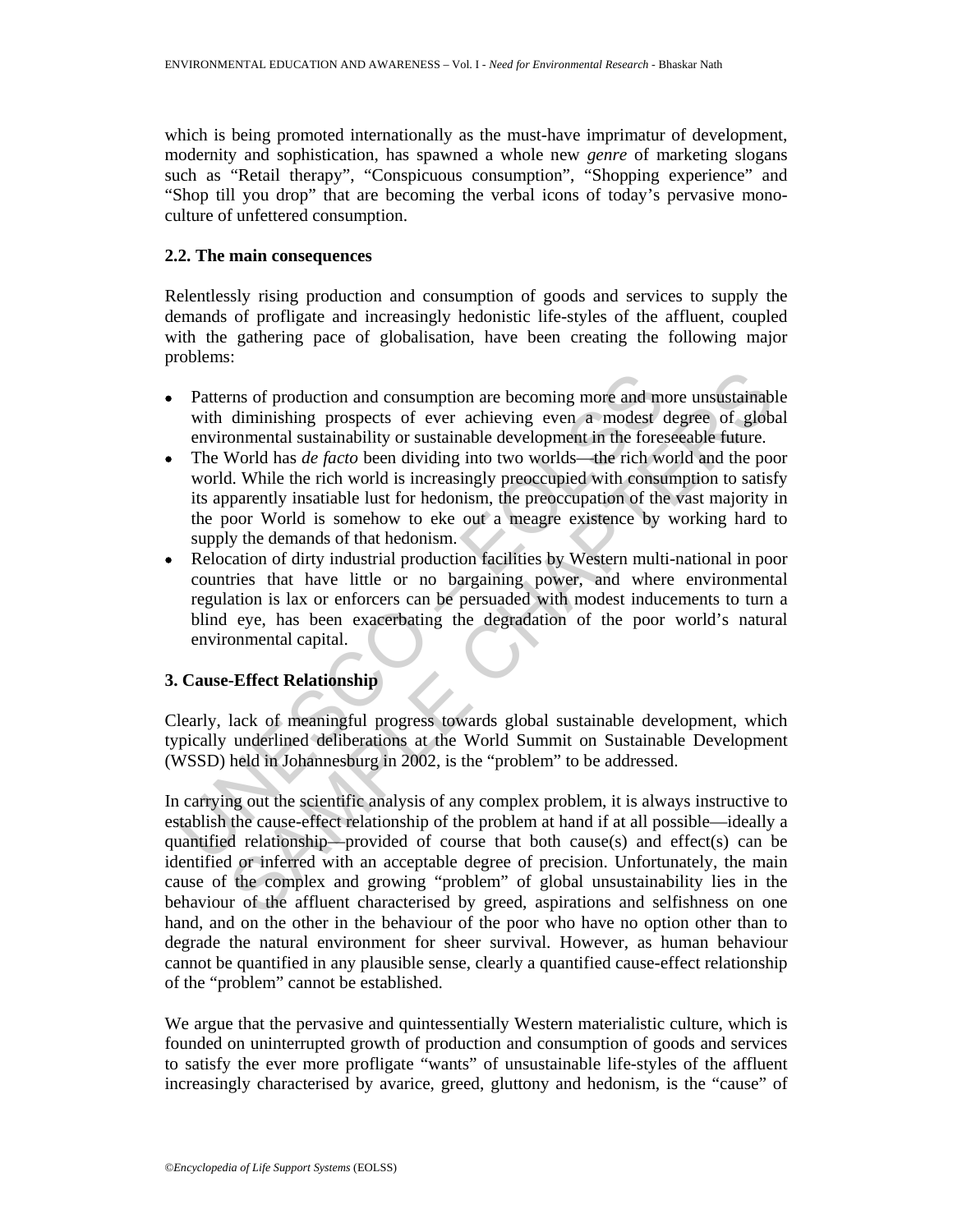which is being promoted internationally as the must-have imprimatur of development, modernity and sophistication, has spawned a whole new *genre* of marketing slogans such as "Retail therapy", "Conspicuous consumption", "Shopping experience" and "Shop till you drop" that are becoming the verbal icons of today's pervasive mono-culture of unfettered consumption.

### 2.2. The main consequences

Relentlessly rising production and consumption of goods and services to supply the demands of profligate and increasingly hedonistic life-styles of the affluent, coupled with the gathering pace of globalisation, have been creating the following major problems:

- Patterns of production and consumption are becoming more and more unsustainable with diminishing prospects of ever achieving even a modest degree of global environmental sustainability or sustainable development in the foreseeable future.
- The World has *de facto* been dividing into two worlds—the rich world and the poor world. While the rich world is increasingly preoccupied with consumption to satisfy its apparently insatiable lust for hedonism, the preoccupation of the vast majority in the poor World is somehow to eke out a meagre existence by working hard to supply the demands of that hedonism.
- Relocation of dirty industrial production facilities by Western multi-national in poor countries that have little or no bargaining power, and where environmental regulation is lax or enforcers can be persuaded with modest inducements to turn a blind eye, has been exacerbating the degradation of the poor world's natural environmental capital.

## 3. Cause-Effect Relationship

Clearly, lack of meaningful progress towards global sustainable development, which typically underlined deliberations at the World Summit on Sustainable Development (WSSD) held in Johannesburg in 2002, is the "problem" to be addressed.

In carrying out the scientific analysis of any complex problem, it is always instructive to establish the cause-effect relationship of the problem at hand if at all possible—ideally a quantified relationship—provided of course that both cause(s) and effect(s) can be identified or inferred with an acceptable degree of precision. Unfortunately, the main cause of the complex and growing "problem" of global unsustainability lies in the behaviour of the affluent characterised by greed, aspirations and selfishness on one hand, and on the other in the behaviour of the poor who have no option other than to degrade the natural environment for sheer survival. However, as human behaviour cannot be quantified in any plausible sense, clearly a quantified cause-effect relationship of the "problem" cannot be established.

We argue that the pervasive and quintessentially Western materialistic culture, which is founded on uninterrupted growth of production and consumption of goods and services to satisfy the ever more profligate "wants" of unsustainable life-styles of the affluent increasingly characterised by avarice, greed, gluttony and hedonism, is the "cause" of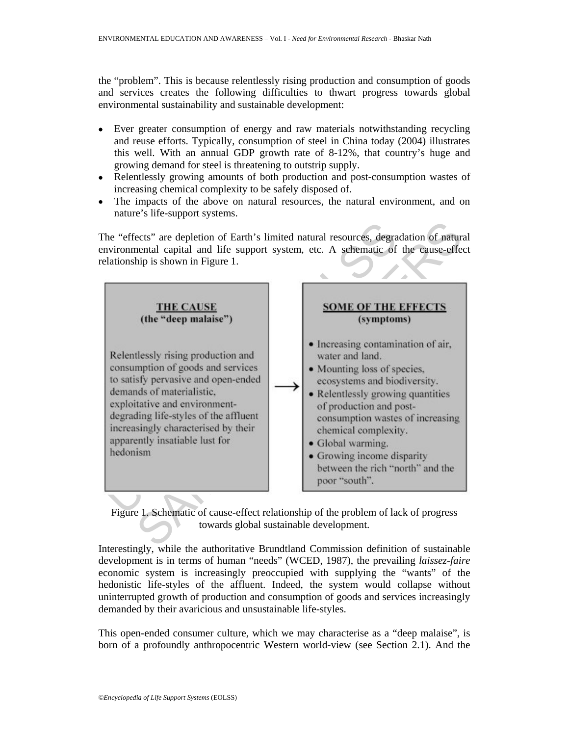the "problem". This is because relentlessly rising production and consumption of goods and services creates the following difficulties to thwart progress towards global environmental sustainability and sustainable development:

- Ever greater consumption of energy and raw materials notwithstanding recycling and reuse efforts. Typically, consumption of steel in China today (2004) illustrates this well. With an annual GDP growth rate of 8-12%, that country's huge and growing demand for steel is threatening to outstrip supply.
- Relentlessly growing amounts of both production and post-consumption wastes of increasing chemical complexity to be safely disposed of.
- The impacts of the above on natural resources, the natural environment, and on nature's life-support systems.

The "effects" are depletion of Earth's limited natural resources, degradation of natural environmental capital and life support system, etc. A schematic of the cause-effect relationship is shown in Figure 1.

| THE CAUSE (the "deep malaise") | | SOME OF THE EFFECTS (symptoms) |
|---|---|---|
| Relentlessly rising production and consumption of goods and services to satisfy pervasive and open-ended demands of materialistic, exploitative and environment-degrading life-styles of the affluent increasingly characterised by their apparently insatiable lust for hedonism | → | • Increasing contamination of air, water and land.<br>• Mounting loss of species, ecosystems and biodiversity.<br>• Relentlessly growing quantities of production and post-consumption wastes of increasing chemical complexity.<br>• Global warming.<br>• Growing income disparity between the rich "north" and the poor "south". |

Figure 1. Schematic of cause-effect relationship of the problem of lack of progress towards global sustainable development.

Interestingly, while the authoritative Brundtland Commission definition of sustainable development is in terms of human "needs" (WCED, 1987), the prevailing *laissez-faire* economic system is increasingly preoccupied with supplying the "wants" of the hedonistic life-styles of the affluent. Indeed, the system would collapse without uninterrupted growth of production and consumption of goods and services increasingly demanded by their avaricious and unsustainable life-styles.

This open-ended consumer culture, which we may characterise as a "deep malaise", is born of a profoundly anthropocentric Western world-view (see Section 2.1). And the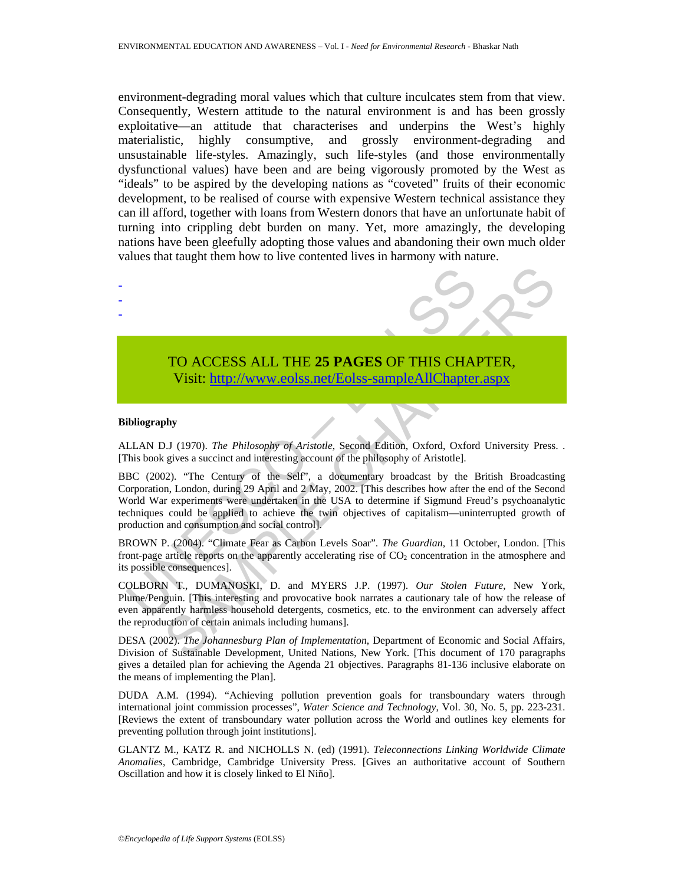environment-degrading moral values which that culture inculcates stem from that view. Consequently, Western attitude to the natural environment is and has been grossly exploitative—an attitude that characterises and underpins the West's highly materialistic, highly consumptive, and grossly environment-degrading and unsustainable life-styles. Amazingly, such life-styles (and those environmentally dysfunctional values) have been and are being vigorously promoted by the West as "ideals" to be aspired by the developing nations as "coveted" fruits of their economic development, to be realised of course with expensive Western technical assistance they can ill afford, together with loans from Western donors that have an unfortunate habit of turning into crippling debt burden on many. Yet, more amazingly, the developing nations have been gleefully adopting those values and abandoning their own much older values that taught them how to live contented lives in harmony with nature.

-
-
-

TO ACCESS ALL THE **25 PAGES** OF THIS CHAPTER,
Visit: http://www.eolss.net/Eolss-sampleAllChapter.aspx

**Bibliography**

ALLAN D.J (1970). *The Philosophy of Aristotle*, Second Edition, Oxford, Oxford University Press. . [This book gives a succinct and interesting account of the philosophy of Aristotle].

BBC (2002). "The Century of the Self", a documentary broadcast by the British Broadcasting Corporation, London, during 29 April and 2 May, 2002. [This describes how after the end of the Second World War experiments were undertaken in the USA to determine if Sigmund Freud's psychoanalytic techniques could be applied to achieve the twin objectives of capitalism—uninterrupted growth of production and consumption and social control].

BROWN P. (2004). "Climate Fear as Carbon Levels Soar". *The Guardian*, 11 October, London. [This front-page article reports on the apparently accelerating rise of $CO_2$ concentration in the atmosphere and its possible consequences].

COLBORN T., DUMANOSKI, D. and MYERS J.P. (1997). *Our Stolen Future*, New York, Plume/Penguin. [This interesting and provocative book narrates a cautionary tale of how the release of even apparently harmless household detergents, cosmetics, etc. to the environment can adversely affect the reproduction of certain animals including humans].

DESA (2002). *The Johannesburg Plan of Implementation*, Department of Economic and Social Affairs, Division of Sustainable Development, United Nations, New York. [This document of 170 paragraphs gives a detailed plan for achieving the Agenda 21 objectives. Paragraphs 81-136 inclusive elaborate on the means of implementing the Plan].

DUDA A.M. (1994). "Achieving pollution prevention goals for transboundary waters through international joint commission processes", *Water Science and Technology*, Vol. 30, No. 5, pp. 223-231. [Reviews the extent of transboundary water pollution across the World and outlines key elements for preventing pollution through joint institutions].

GLANTZ M., KATZ R. and NICHOLLS N. (ed) (1991). *Teleconnections Linking Worldwide Climate Anomalies*, Cambridge, Cambridge University Press. [Gives an authoritative account of Southern Oscillation and how it is closely linked to El Niño].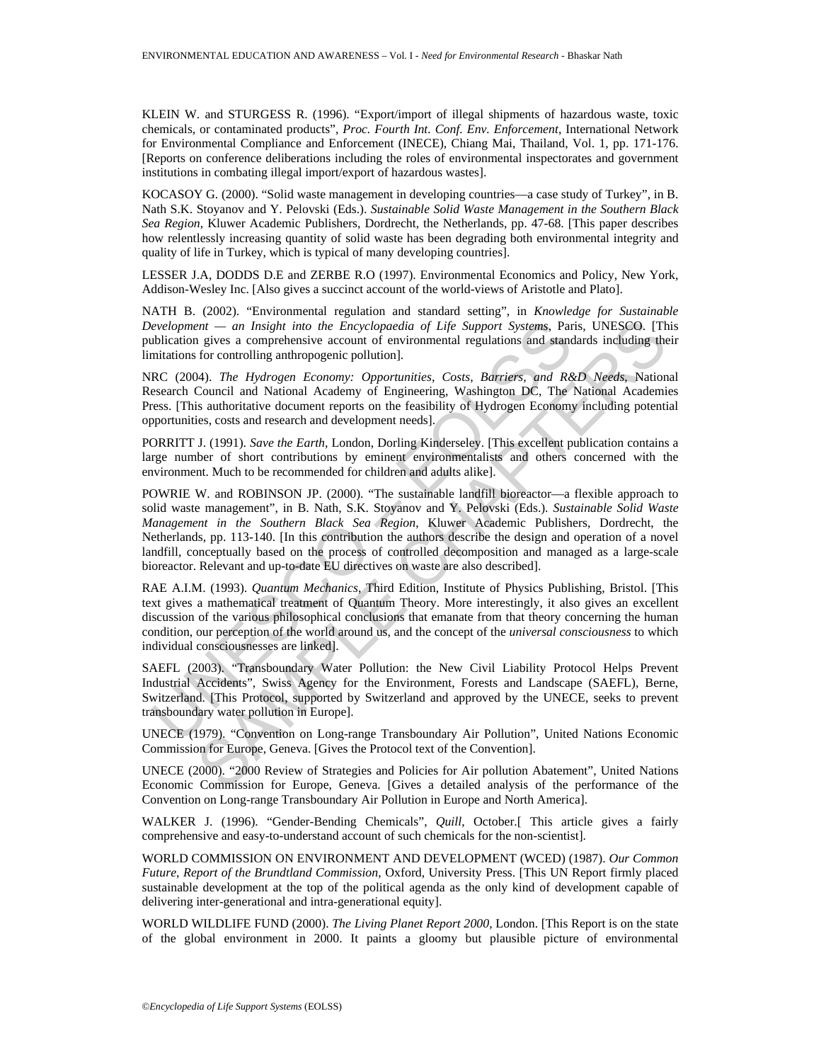KLEIN W. and STURGESS R. (1996). "Export/import of illegal shipments of hazardous waste, toxic chemicals, or contaminated products", *Proc. Fourth Int. Conf. Env. Enforcement*, International Network for Environmental Compliance and Enforcement (INECE), Chiang Mai, Thailand, Vol. 1, pp. 171-176. [Reports on conference deliberations including the roles of environmental inspectorates and government institutions in combating illegal import/export of hazardous wastes].

KOCASOY G. (2000). "Solid waste management in developing countries—a case study of Turkey", in B. Nath S.K. Stoyanov and Y. Pelovski (Eds.). *Sustainable Solid Waste Management in the Southern Black Sea Region*, Kluwer Academic Publishers, Dordrecht, the Netherlands, pp. 47-68. [This paper describes how relentlessly increasing quantity of solid waste has been degrading both environmental integrity and quality of life in Turkey, which is typical of many developing countries].

LESSER J.A, DODDS D.E and ZERBE R.O (1997). Environmental Economics and Policy, New York, Addison-Wesley Inc. [Also gives a succinct account of the world-views of Aristotle and Plato].

NATH B. (2002). "Environmental regulation and standard setting", in *Knowledge for Sustainable Development — an Insight into the Encyclopaedia of Life Support Systems*, Paris, UNESCO. [This publication gives a comprehensive account of environmental regulations and standards including their limitations for controlling anthropogenic pollution].

NRC (2004). *The Hydrogen Economy: Opportunities, Costs, Barriers, and R&D Needs*, National Research Council and National Academy of Engineering, Washington DC, The National Academies Press. [This authoritative document reports on the feasibility of Hydrogen Economy including potential opportunities, costs and research and development needs].

PORRITT J. (1991). *Save the Earth*, London, Dorling Kinderseley. [This excellent publication contains a large number of short contributions by eminent environmentalists and others concerned with the environment. Much to be recommended for children and adults alike].

POWRIE W. and ROBINSON JP. (2000). "The sustainable landfill bioreactor—a flexible approach to solid waste management", in B. Nath, S.K. Stoyanov and Y. Pelovski (Eds.). *Sustainable Solid Waste Management in the Southern Black Sea Region*, Kluwer Academic Publishers, Dordrecht, the Netherlands, pp. 113-140. [In this contribution the authors describe the design and operation of a novel landfill, conceptually based on the process of controlled decomposition and managed as a large-scale bioreactor. Relevant and up-to-date EU directives on waste are also described].

RAE A.I.M. (1993). *Quantum Mechanics*, Third Edition, Institute of Physics Publishing, Bristol. [This text gives a mathematical treatment of Quantum Theory. More interestingly, it also gives an excellent discussion of the various philosophical conclusions that emanate from that theory concerning the human condition, our perception of the world around us, and the concept of the *universal consciousness* to which individual consciousnesses are linked].

SAEFL (2003). "Transboundary Water Pollution: the New Civil Liability Protocol Helps Prevent Industrial Accidents", Swiss Agency for the Environment, Forests and Landscape (SAEFL), Berne, Switzerland. [This Protocol, supported by Switzerland and approved by the UNECE, seeks to prevent transboundary water pollution in Europe].

UNECE (1979). "Convention on Long-range Transboundary Air Pollution", United Nations Economic Commission for Europe, Geneva. [Gives the Protocol text of the Convention].

UNECE (2000). "2000 Review of Strategies and Policies for Air pollution Abatement", United Nations Economic Commission for Europe, Geneva. [Gives a detailed analysis of the performance of the Convention on Long-range Transboundary Air Pollution in Europe and North America].

WALKER J. (1996). "Gender-Bending Chemicals", *Quill*, October.[ This article gives a fairly comprehensive and easy-to-understand account of such chemicals for the non-scientist].

WORLD COMMISSION ON ENVIRONMENT AND DEVELOPMENT (WCED) (1987). *Our Common Future*, *Report of the Brundtland Commission*, Oxford, University Press. [This UN Report firmly placed sustainable development at the top of the political agenda as the only kind of development capable of delivering inter-generational and intra-generational equity].

WORLD WILDLIFE FUND (2000). *The Living Planet Report 2000*, London. [This Report is on the state of the global environment in 2000. It paints a gloomy but plausible picture of environmental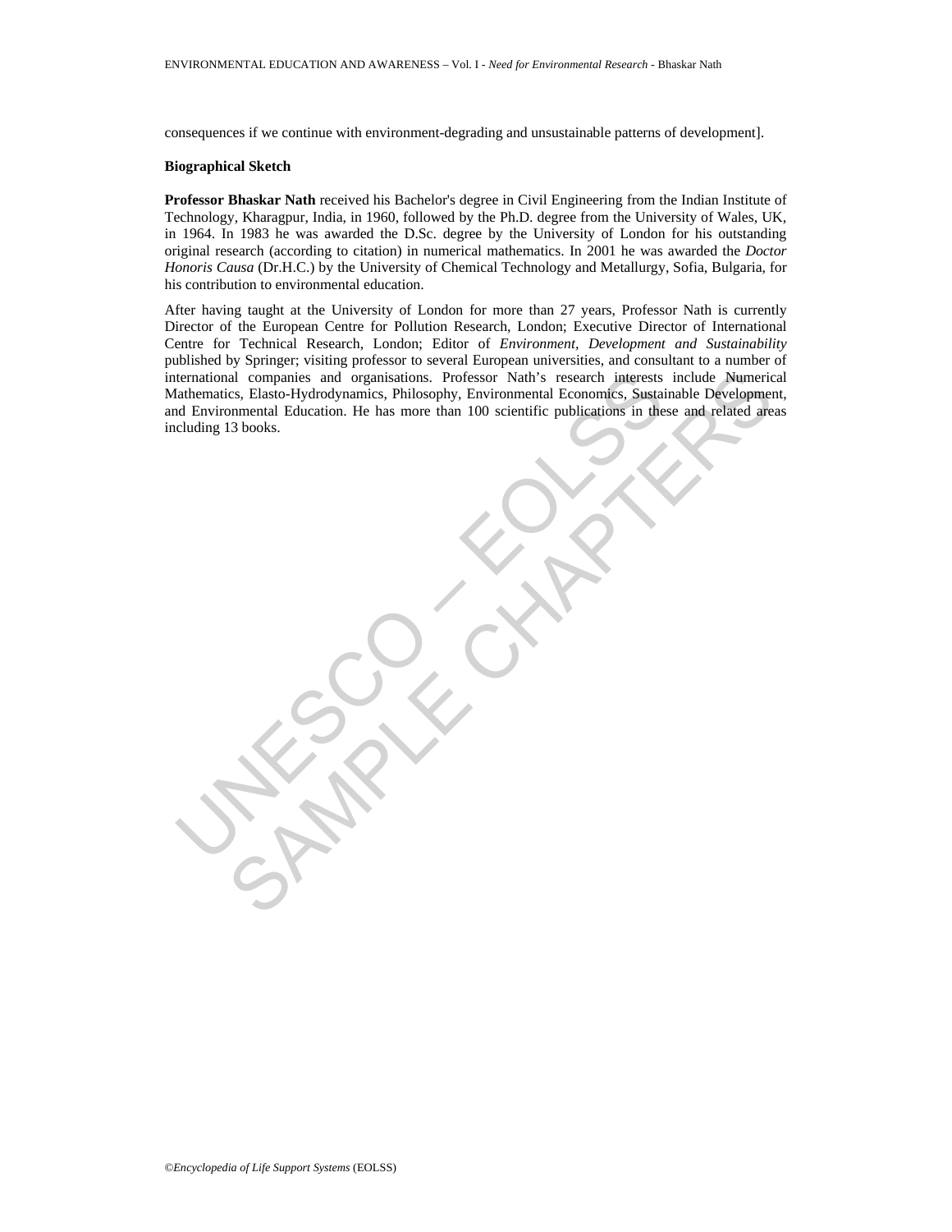consequences if we continue with environment-degrading and unsustainable patterns of development].

**Biographical Sketch**

**Professor Bhaskar Nath** received his Bachelor's degree in Civil Engineering from the Indian Institute of Technology, Kharagpur, India, in 1960, followed by the Ph.D. degree from the University of Wales, UK, in 1964. In 1983 he was awarded the D.Sc. degree by the University of London for his outstanding original research (according to citation) in numerical mathematics. In 2001 he was awarded the *Doctor Honoris Causa* (Dr.H.C.) by the University of Chemical Technology and Metallurgy, Sofia, Bulgaria, for his contribution to environmental education.

After having taught at the University of London for more than 27 years, Professor Nath is currently Director of the European Centre for Pollution Research, London; Executive Director of International Centre for Technical Research, London; Editor of *Environment, Development and Sustainability* published by Springer; visiting professor to several European universities, and consultant to a number of international companies and organisations. Professor Nath's research interests include Numerical Mathematics, Elasto-Hydrodynamics, Philosophy, Environmental Economics, Sustainable Development, and Environmental Education. He has more than 100 scientific publications in these and related areas including 13 books.